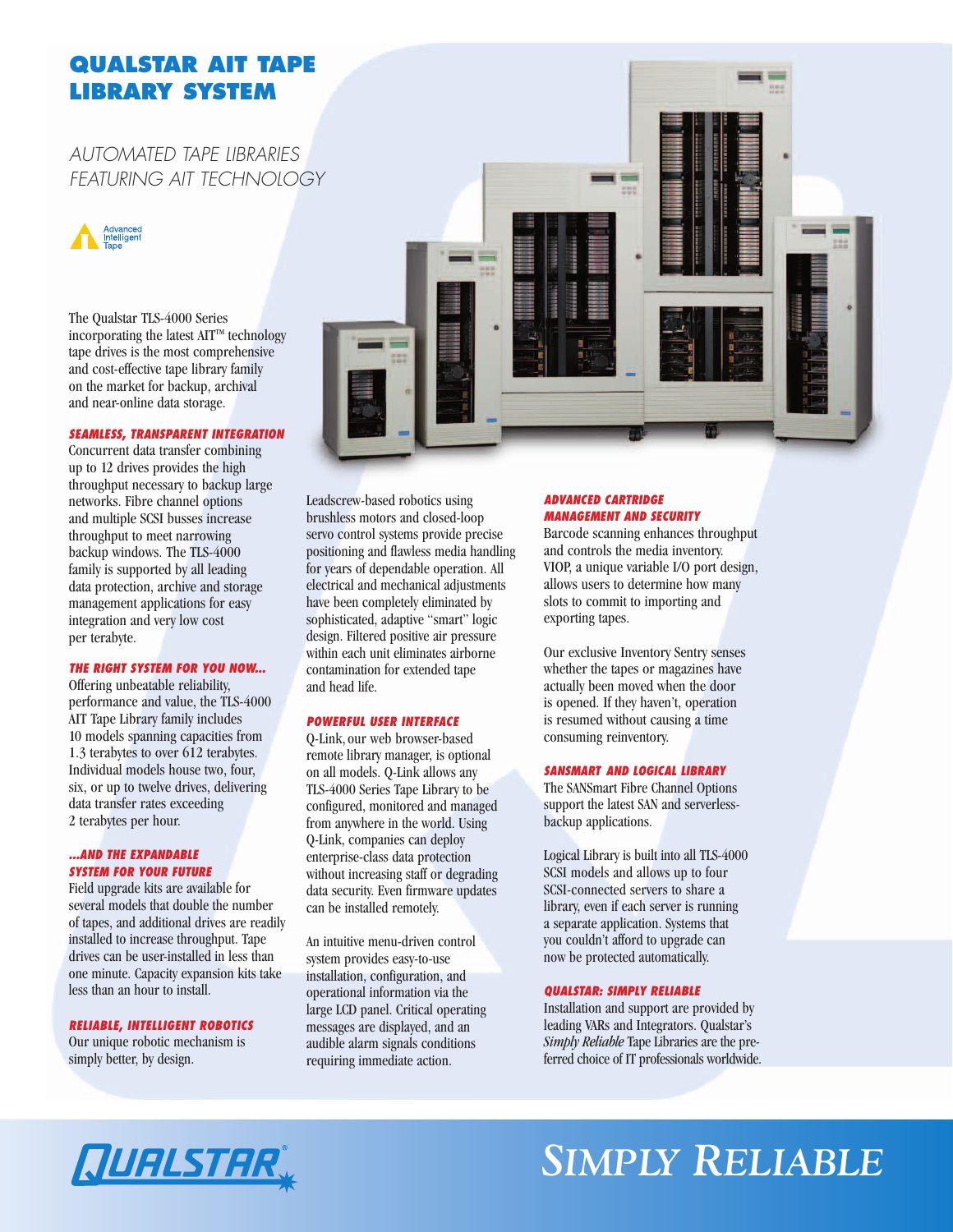# QUALSTAR AIT TAPE LIBRARY SYSTEM

## AUTOMATED TAPE LIBRARIES FEATURING AIT TECHNOLOGY

Advanced Intelligent Tape

The Qualstar TLS-4000 Series incorporating the latest AIT™ technology tape drives is the most comprehensive and cost-effective tape library family on the market for backup, archival and near-online data storage.

### SEAMLESS, TRANSPARENT INTEGRATION

Concurrent data transfer combining up to 12 drives provides the high throughput necessary to backup large networks. Fibre channel options and multiple SCSI busses increase throughput to meet narrowing backup windows. The TLS-4000 family is supported by all leading data protection, archive and storage management applications for easy integration and very low cost per terabyte.

### THE RIGHT SYSTEM FOR YOU NOW...

Offering unbeatable reliability, performance and value, the TLS-4000 AIT Tape Library family includes 10 models spanning capacities from 1.3 terabytes to over 612 terabytes. Individual models house two, four, six, or up to twelve drives, delivering data transfer rates exceeding 2 terabytes per hour.

### ...AND THE EXPANDABLE SYSTEM FOR YOUR FUTURE

Field upgrade kits are available for several models that double the number of tapes, and additional drives are readily installed to increase throughput. Tape drives can be user-installed in less than one minute. Capacity expansion kits take less than an hour to install.

### RELIABLE, INTELLIGENT ROBOTICS

Our unique robotic mechanism is simply better, by design.

Leadscrew-based robotics using brushless motors and closed-loop servo control systems provide precise positioning and flawless media handling for years of dependable operation. All electrical and mechanical adjustments have been completely eliminated by sophisticated, adaptive "smart" logic design. Filtered positive air pressure within each unit eliminates airborne contamination for extended tape and head life.

### POWERFUL USER INTERFACE

Q-Link, our web browser-based remote library manager, is optional on all models. Q-Link allows any TLS-4000 Series Tape Library to be configured, monitored and managed from anywhere in the world. Using Q-Link, companies can deploy enterprise-class data protection without increasing staff or degrading data security. Even firmware updates can be installed remotely.

An intuitive menu-driven control system provides easy-to-use installation, configuration, and operational information via the large LCD panel. Critical operating messages are displayed, and an audible alarm signals conditions requiring immediate action.

### ADVANCED CARTRIDGE MANAGEMENT AND SECURITY

Barcode scanning enhances throughput and controls the media inventory. VIOP, a unique variable I/O port design, allows users to determine how many slots to commit to importing and exporting tapes.

Our exclusive Inventory Sentry senses whether the tapes or magazines have actually been moved when the door is opened. If they haven't, operation is resumed without causing a time consuming reinventory.

### SANSMART AND LOGICAL LIBRARY

The SANSmart Fibre Channel Options support the latest SAN and serverless-backup applications.

Logical Library is built into all TLS-4000 SCSI models and allows up to four SCSI-connected servers to share a library, even if each server is running a separate application. Systems that you couldn't afford to upgrade can now be protected automatically.

### QUALSTAR: SIMPLY RELIABLE

Installation and support are provided by leading VARs and Integrators. Qualstar's *Simply Reliable* Tape Libraries are the preferred choice of IT professionals worldwide.

QUALSTAR® SIMPLY RELIABLE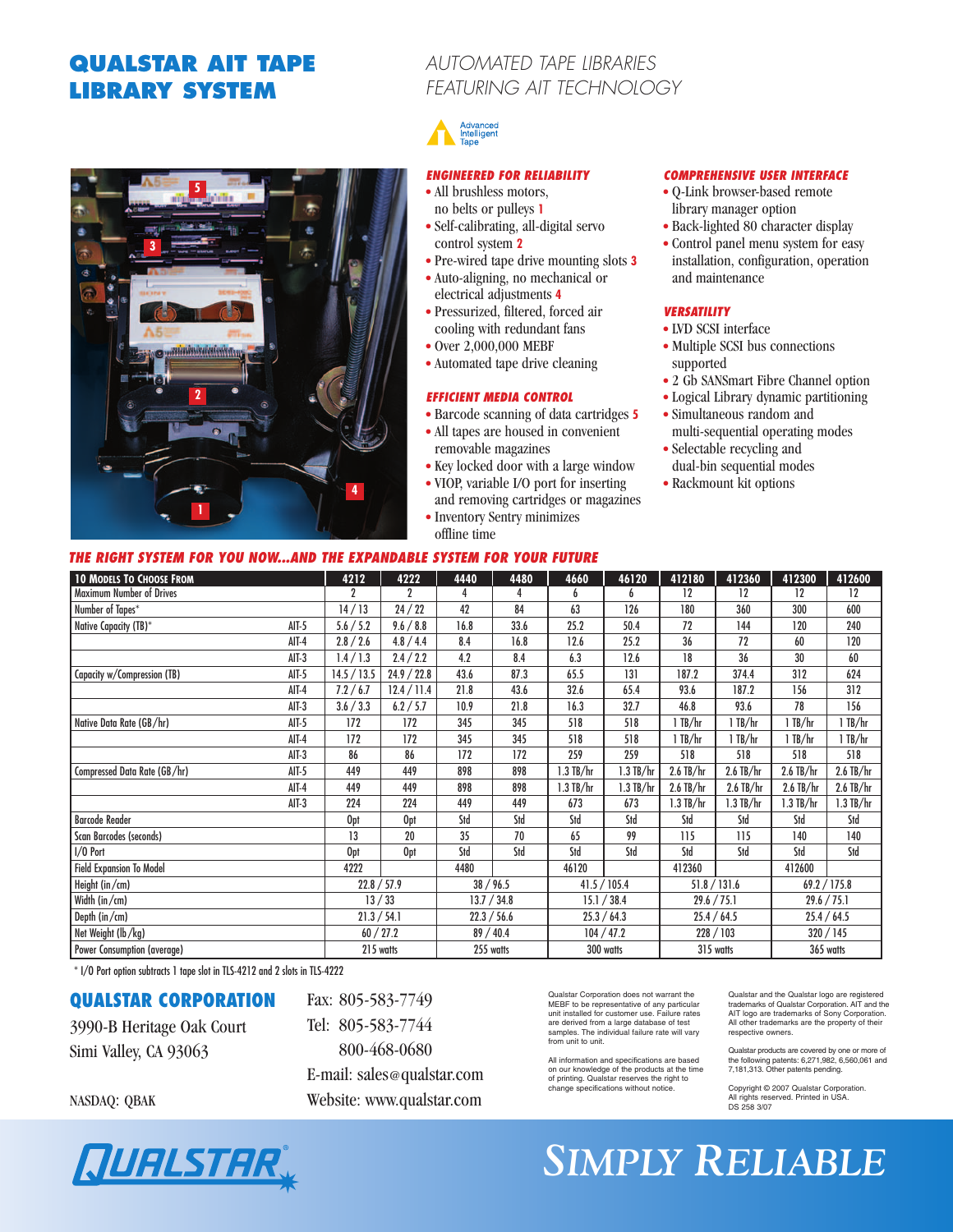# QUALSTAR AIT TAPE LIBRARY SYSTEM

*AUTOMATED TAPE LIBRARIES FEATURING AIT TECHNOLOGY*

Advanced Intelligent Tape

### ENGINEERED FOR RELIABILITY

- All brushless motors, no belts or pulleys 1
- Self-calibrating, all-digital servo control system 2
- Pre-wired tape drive mounting slots 3
- Auto-aligning, no mechanical or electrical adjustments 4
- Pressurized, filtered, forced air cooling with redundant fans
- Over 2,000,000 MEBF
- Automated tape drive cleaning

### EFFICIENT MEDIA CONTROL

- Barcode scanning of data cartridges 5
- All tapes are housed in convenient removable magazines
- Key locked door with a large window
- VIOP, variable I/O port for inserting and removing cartridges or magazines
- Inventory Sentry minimizes offline time

### COMPREHENSIVE USER INTERFACE

- Q-Link browser-based remote library manager option
- Back-lighted 80 character display
- Control panel menu system for easy installation, configuration, operation and maintenance

### VERSATILITY

- LVD SCSI interface
- Multiple SCSI bus connections supported
- 2 Gb SANSmart Fibre Channel option
- Logical Library dynamic partitioning
- Simultaneous random and multi-sequential operating modes
- Selectable recycling and dual-bin sequential modes
- Rackmount kit options

### THE RIGHT SYSTEM FOR YOU NOW...AND THE EXPANDABLE SYSTEM FOR YOUR FUTURE

| 10 Models To Choose From | | 4212 | 4222 | 4440 | 4480 | 4660 | 46120 | 412180 | 412360 | 412300 | 412600 |
|---|---|---|---|---|---|---|---|---|---|---|---|
| Maximum Number of Drives | | 2 | 2 | 4 | 4 | 6 | 6 | 12 | 12 | 12 | 12 |
| Number of Tapes* | | 14 / 13 | 24 / 22 | 42 | 84 | 63 | 126 | 180 | 360 | 300 | 600 |
| Native Capacity (TB)* | AIT-5 | 5.6 / 5.2 | 9.6 / 8.8 | 16.8 | 33.6 | 25.2 | 50.4 | 72 | 144 | 120 | 240 |
| | AIT-4 | 2.8 / 2.6 | 4.8 / 4.4 | 8.4 | 16.8 | 12.6 | 25.2 | 36 | 72 | 60 | 120 |
| | AIT-3 | 1.4 / 1.3 | 2.4 / 2.2 | 4.2 | 8.4 | 6.3 | 12.6 | 18 | 36 | 30 | 60 |
| Capacity w/Compression (TB) | AIT-5 | 14.5 / 13.5 | 24.9 / 22.8 | 43.6 | 87.3 | 65.5 | 131 | 187.2 | 374.4 | 312 | 624 |
| | AIT-4 | 7.2 / 6.7 | 12.4 / 11.4 | 21.8 | 43.6 | 32.6 | 65.4 | 93.6 | 187.2 | 156 | 312 |
| | AIT-3 | 3.6 / 3.3 | 6.2 / 5.7 | 10.9 | 21.8 | 16.3 | 32.7 | 46.8 | 93.6 | 78 | 156 |
| Native Data Rate (GB/hr) | AIT-5 | 172 | 172 | 345 | 345 | 518 | 518 | 1 TB/hr | 1 TB/hr | 1 TB/hr | 1 TB/hr |
| | AIT-4 | 172 | 172 | 345 | 345 | 518 | 518 | 1 TB/hr | 1 TB/hr | 1 TB/hr | 1 TB/hr |
| | AIT-3 | 86 | 86 | 172 | 172 | 259 | 259 | 518 | 518 | 518 | 518 |
| Compressed Data Rate (GB/hr) | AIT-5 | 449 | 449 | 898 | 898 | 1.3 TB/hr | 1.3 TB/hr | 2.6 TB/hr | 2.6 TB/hr | 2.6 TB/hr | 2.6 TB/hr |
| | AIT-4 | 449 | 449 | 898 | 898 | 1.3 TB/hr | 1.3 TB/hr | 2.6 TB/hr | 2.6 TB/hr | 2.6 TB/hr | 2.6 TB/hr |
| | AIT-3 | 224 | 224 | 449 | 449 | 673 | 673 | 1.3 TB/hr | 1.3 TB/hr | 1.3 TB/hr | 1.3 TB/hr |
| Barcode Reader | | Opt | Opt | Std | Std | Std | Std | Std | Std | Std | Std |
| Scan Barcodes (seconds) | | 13 | 20 | 35 | 70 | 65 | 99 | 115 | 115 | 140 | 140 |
| I/O Port | | Opt | Opt | Std | Std | Std | Std | Std | Std | Std | Std |
| Field Expansion To Model | | 4222 | | 4480 | | 46120 | | 412360 | | 412600 | |
| Height (in/cm) | | 22.8 / 57.9 | | 38 / 96.5 | | 41.5 / 105.4 | | 51.8 / 131.6 | | 69.2 / 175.8 | |
| Width (in/cm) | | 13 / 33 | | 13.7 / 34.8 | | 15.1 / 38.4 | | 29.6 / 75.1 | | 29.6 / 75.1 | |
| Depth (in/cm) | | 21.3 / 54.1 | | 22.3 / 56.6 | | 25.3 / 64.3 | | 25.4 / 64.5 | | 25.4 / 64.5 | |
| Net Weight (lb/kg) | | 60 / 27.2 | | 89 / 40.4 | | 104 / 47.2 | | 228 / 103 | | 320 / 145 | |
| Power Consumption (average) | | 215 watts | | 255 watts | | 300 watts | | 315 watts | | 365 watts | |

\* I/O Port option subtracts 1 tape slot in TLS-4212 and 2 slots in TLS-4222

## QUALSTAR CORPORATION

3990-B Heritage Oak Court
Simi Valley, CA 93063

NASDAQ: QBAK

Fax: 805-583-7749
Tel: 805-583-7744
800-468-0680
E-mail: sales@qualstar.com
Website: www.qualstar.com

Qualstar Corporation does not warrant the MEBF to be representative of any particular unit installed for customer use. Failure rates are derived from a large database of test samples. The individual failure rate will vary from unit to unit.

All information and specifications are based on our knowledge of the products at the time of printing. Qualstar reserves the right to change specifications without notice.

Qualstar and the Qualstar logo are registered trademarks of Qualstar Corporation. AIT and the AIT logo are trademarks of Sony Corporation. All other trademarks are the property of their respective owners.

Qualstar products are covered by one or more of the following patents: 6,271,982, 6,560,061 and 7,181,313. Other patents pending.

Copyright © 2007 Qualstar Corporation. All rights reserved. Printed in USA. DS 258 3/07

QUALSTAR®

SIMPLY RELIABLE